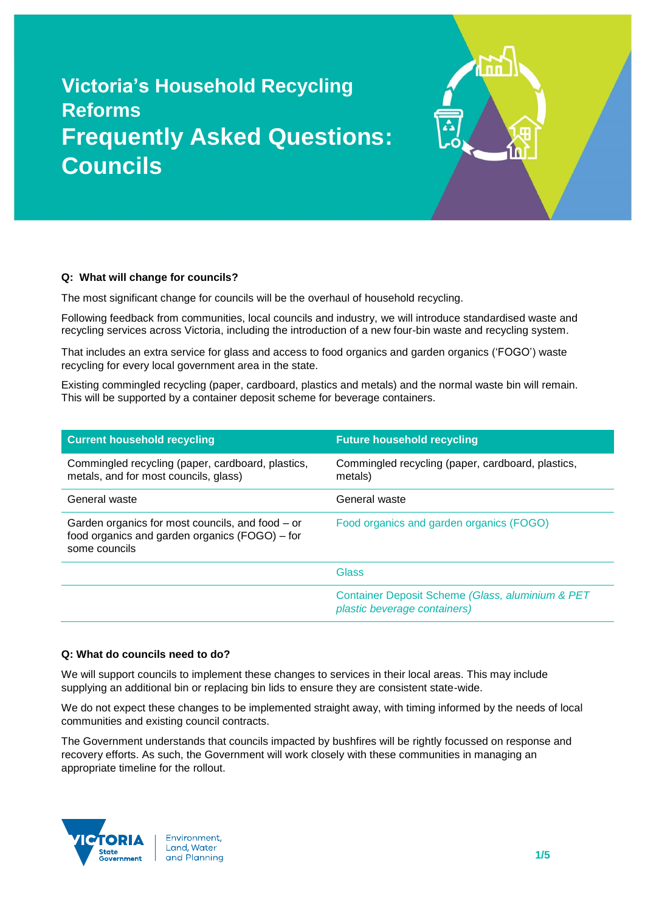# Victoria's Household Recycling Reforms

# Frequently Asked Questions: Councils

**Q: What will change for councils?**

The most significant change for councils will be the overhaul of household recycling.

Following feedback from communities, local councils and industry, we will introduce standardised waste and recycling services across Victoria, including the introduction of a new four-bin waste and recycling system.

That includes an extra service for glass and access to food organics and garden organics ('FOGO') waste recycling for every local government area in the state.

Existing commingled recycling (paper, cardboard, plastics and metals) and the normal waste bin will remain. This will be supported by a container deposit scheme for beverage containers.

| Current household recycling | Future household recycling |
|---|---|
| Commingled recycling (paper, cardboard, plastics, metals, and for most councils, glass) | Commingled recycling (paper, cardboard, plastics, metals) |
| General waste | General waste |
| Garden organics for most councils, and food – or food organics and garden organics (FOGO) – for some councils | Food organics and garden organics (FOGO) |
| | Glass |
| | Container Deposit Scheme *(Glass, aluminium & PET plastic beverage containers)* |

**Q: What do councils need to do?**

We will support councils to implement these changes to services in their local areas. This may include supplying an additional bin or replacing bin lids to ensure they are consistent state-wide.

We do not expect these changes to be implemented straight away, with timing informed by the needs of local communities and existing council contracts.

The Government understands that councils impacted by bushfires will be rightly focussed on response and recovery efforts. As such, the Government will work closely with these communities in managing an appropriate timeline for the rollout.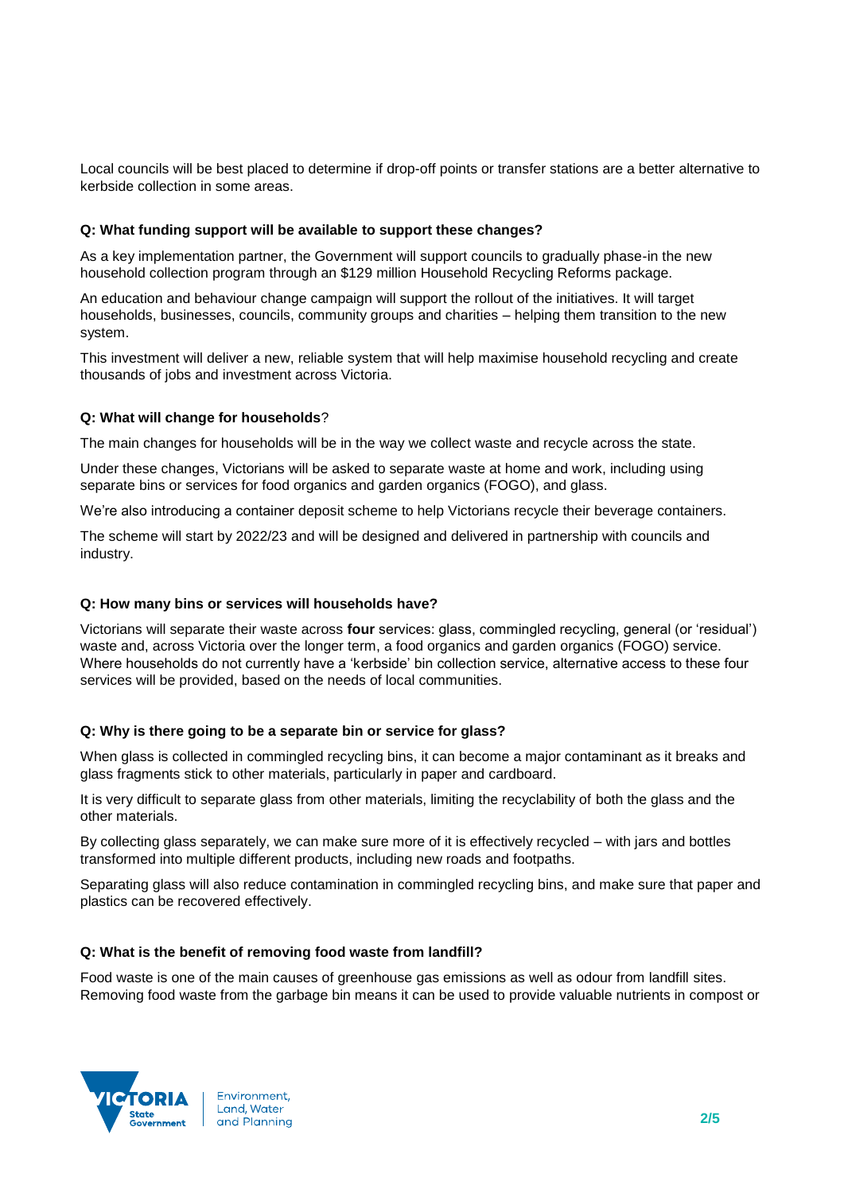Local councils will be best placed to determine if drop-off points or transfer stations are a better alternative to kerbside collection in some areas.

**Q: What funding support will be available to support these changes?**

As a key implementation partner, the Government will support councils to gradually phase-in the new household collection program through an $129 million Household Recycling Reforms package.

An education and behaviour change campaign will support the rollout of the initiatives. It will target households, businesses, councils, community groups and charities – helping them transition to the new system.

This investment will deliver a new, reliable system that will help maximise household recycling and create thousands of jobs and investment across Victoria.

**Q: What will change for households**?

The main changes for households will be in the way we collect waste and recycle across the state.

Under these changes, Victorians will be asked to separate waste at home and work, including using separate bins or services for food organics and garden organics (FOGO), and glass.

We're also introducing a container deposit scheme to help Victorians recycle their beverage containers.

The scheme will start by 2022/23 and will be designed and delivered in partnership with councils and industry.

**Q: How many bins or services will households have?**

Victorians will separate their waste across **four** services: glass, commingled recycling, general (or 'residual') waste and, across Victoria over the longer term, a food organics and garden organics (FOGO) service. Where households do not currently have a 'kerbside' bin collection service, alternative access to these four services will be provided, based on the needs of local communities.

**Q: Why is there going to be a separate bin or service for glass?**

When glass is collected in commingled recycling bins, it can become a major contaminant as it breaks and glass fragments stick to other materials, particularly in paper and cardboard.

It is very difficult to separate glass from other materials, limiting the recyclability of both the glass and the other materials.

By collecting glass separately, we can make sure more of it is effectively recycled – with jars and bottles transformed into multiple different products, including new roads and footpaths.

Separating glass will also reduce contamination in commingled recycling bins, and make sure that paper and plastics can be recovered effectively.

**Q: What is the benefit of removing food waste from landfill?**

Food waste is one of the main causes of greenhouse gas emissions as well as odour from landfill sites. Removing food waste from the garbage bin means it can be used to provide valuable nutrients in compost or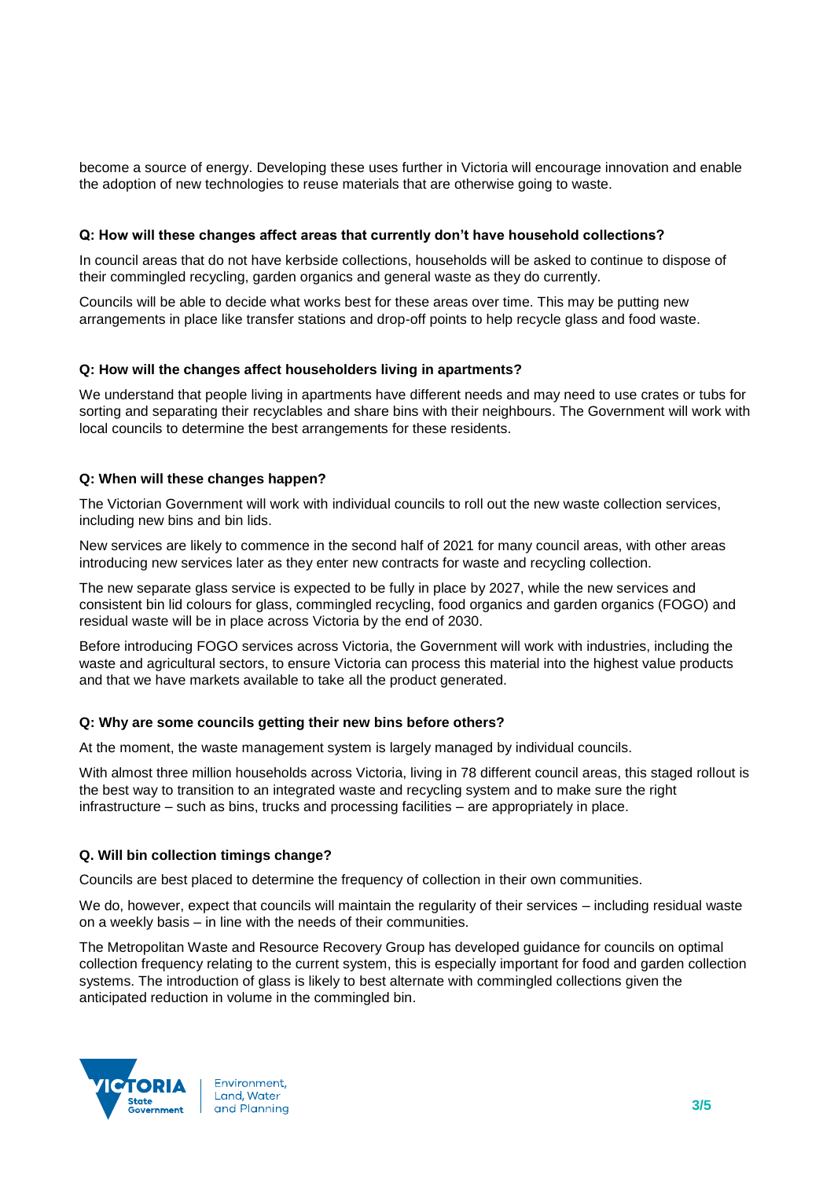become a source of energy. Developing these uses further in Victoria will encourage innovation and enable the adoption of new technologies to reuse materials that are otherwise going to waste.

**Q: How will these changes affect areas that currently don't have household collections?**

In council areas that do not have kerbside collections, households will be asked to continue to dispose of their commingled recycling, garden organics and general waste as they do currently.

Councils will be able to decide what works best for these areas over time. This may be putting new arrangements in place like transfer stations and drop-off points to help recycle glass and food waste.

**Q: How will the changes affect householders living in apartments?**

We understand that people living in apartments have different needs and may need to use crates or tubs for sorting and separating their recyclables and share bins with their neighbours. The Government will work with local councils to determine the best arrangements for these residents.

**Q: When will these changes happen?**

The Victorian Government will work with individual councils to roll out the new waste collection services, including new bins and bin lids.

New services are likely to commence in the second half of 2021 for many council areas, with other areas introducing new services later as they enter new contracts for waste and recycling collection.

The new separate glass service is expected to be fully in place by 2027, while the new services and consistent bin lid colours for glass, commingled recycling, food organics and garden organics (FOGO) and residual waste will be in place across Victoria by the end of 2030.

Before introducing FOGO services across Victoria, the Government will work with industries, including the waste and agricultural sectors, to ensure Victoria can process this material into the highest value products and that we have markets available to take all the product generated.

**Q: Why are some councils getting their new bins before others?**

At the moment, the waste management system is largely managed by individual councils.

With almost three million households across Victoria, living in 78 different council areas, this staged rollout is the best way to transition to an integrated waste and recycling system and to make sure the right infrastructure – such as bins, trucks and processing facilities – are appropriately in place.

**Q. Will bin collection timings change?**

Councils are best placed to determine the frequency of collection in their own communities.

We do, however, expect that councils will maintain the regularity of their services – including residual waste on a weekly basis – in line with the needs of their communities.

The Metropolitan Waste and Resource Recovery Group has developed guidance for councils on optimal collection frequency relating to the current system, this is especially important for food and garden collection systems. The introduction of glass is likely to best alternate with commingled collections given the anticipated reduction in volume in the commingled bin.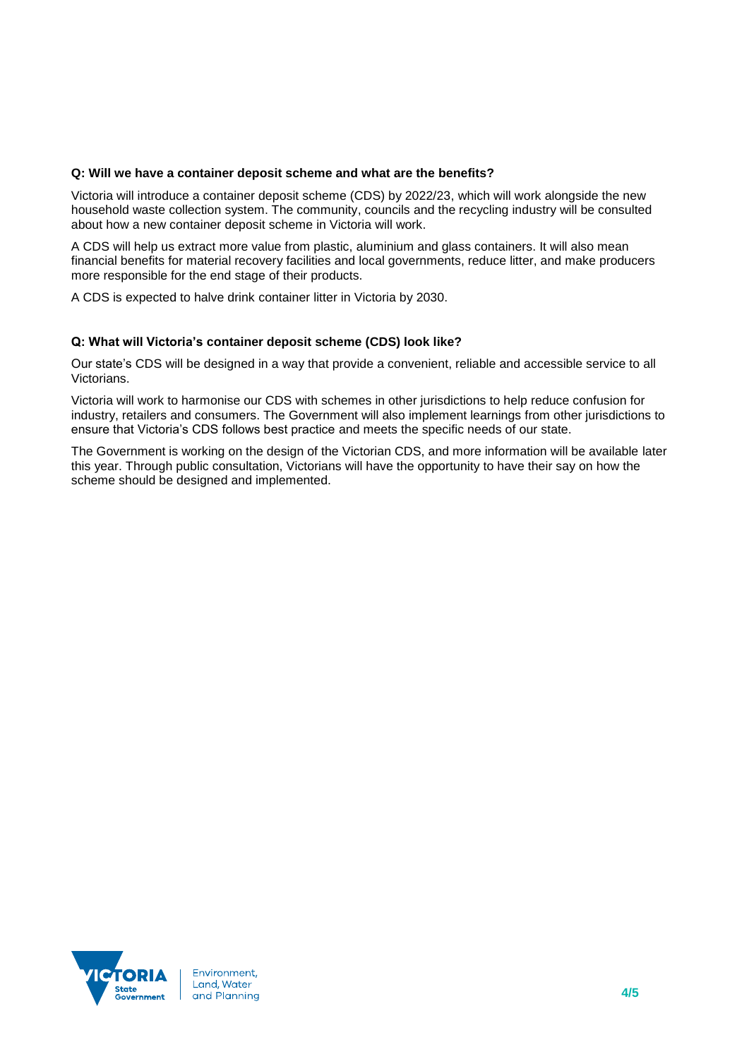**Q: Will we have a container deposit scheme and what are the benefits?**

Victoria will introduce a container deposit scheme (CDS) by 2022/23, which will work alongside the new household waste collection system. The community, councils and the recycling industry will be consulted about how a new container deposit scheme in Victoria will work.

A CDS will help us extract more value from plastic, aluminium and glass containers. It will also mean financial benefits for material recovery facilities and local governments, reduce litter, and make producers more responsible for the end stage of their products.

A CDS is expected to halve drink container litter in Victoria by 2030.

**Q: What will Victoria's container deposit scheme (CDS) look like?**

Our state's CDS will be designed in a way that provide a convenient, reliable and accessible service to all Victorians.

Victoria will work to harmonise our CDS with schemes in other jurisdictions to help reduce confusion for industry, retailers and consumers. The Government will also implement learnings from other jurisdictions to ensure that Victoria's CDS follows best practice and meets the specific needs of our state.

The Government is working on the design of the Victorian CDS, and more information will be available later this year. Through public consultation, Victorians will have the opportunity to have their say on how the scheme should be designed and implemented.